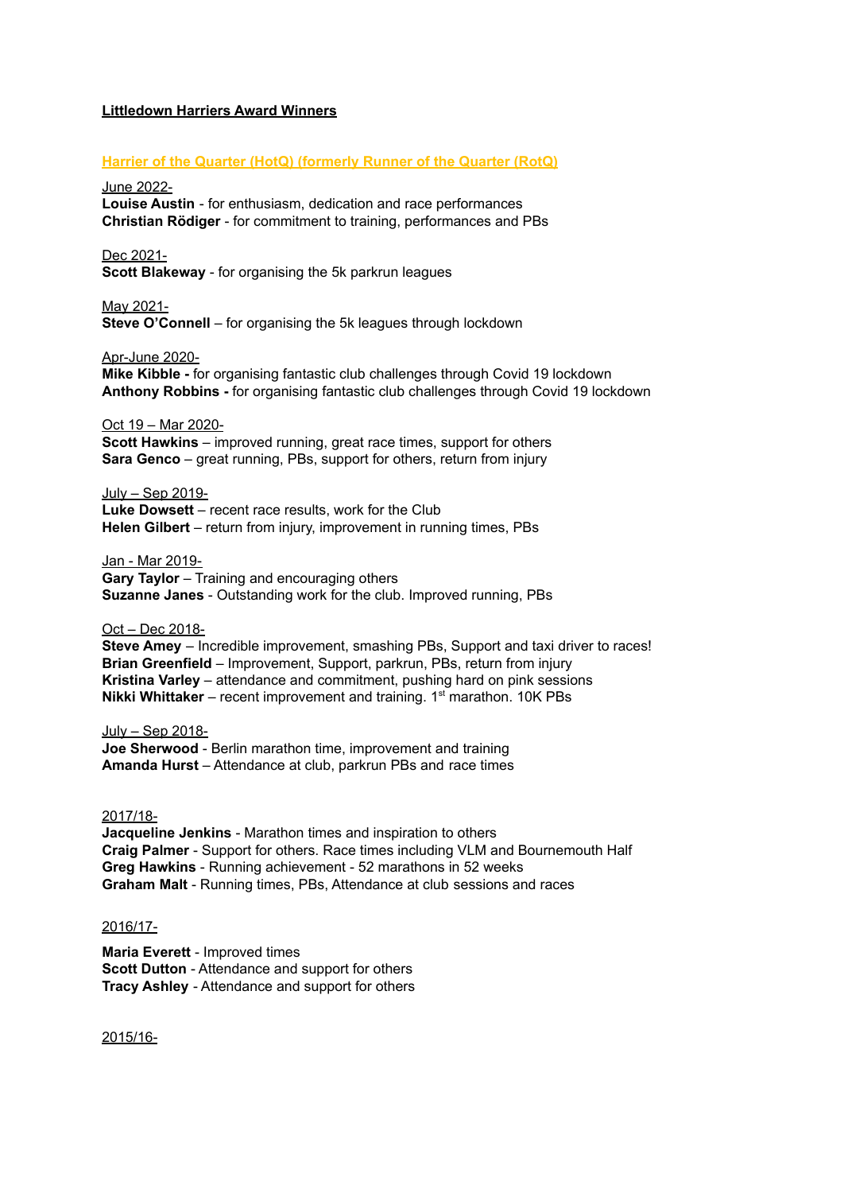# Littledown Harriers Award Winners

## Harrier of the Quarter (HotQ) (formerly Runner of the Quarter (RotQ)

June 2022-
**Louise Austin** - for enthusiasm, dedication and race performances
**Christian Rödiger** - for commitment to training, performances and PBs

Dec 2021-
**Scott Blakeway** - for organising the 5k parkrun leagues

May 2021-
**Steve O'Connell** – for organising the 5k leagues through lockdown

Apr-June 2020-
**Mike Kibble -** for organising fantastic club challenges through Covid 19 lockdown
**Anthony Robbins -** for organising fantastic club challenges through Covid 19 lockdown

Oct 19 – Mar 2020-
**Scott Hawkins** – improved running, great race times, support for others
**Sara Genco** – great running, PBs, support for others, return from injury

July – Sep 2019-
**Luke Dowsett** – recent race results, work for the Club
**Helen Gilbert** – return from injury, improvement in running times, PBs

Jan - Mar 2019-
**Gary Taylor** – Training and encouraging others
**Suzanne Janes** - Outstanding work for the club. Improved running, PBs

Oct – Dec 2018-
**Steve Amey** – Incredible improvement, smashing PBs, Support and taxi driver to races!
**Brian Greenfield** – Improvement, Support, parkrun, PBs, return from injury
**Kristina Varley** – attendance and commitment, pushing hard on pink sessions
**Nikki Whittaker** – recent improvement and training. 1st marathon. 10K PBs

July – Sep 2018-
**Joe Sherwood** - Berlin marathon time, improvement and training
**Amanda Hurst** – Attendance at club, parkrun PBs and race times

2017/18-
**Jacqueline Jenkins** - Marathon times and inspiration to others
**Craig Palmer** - Support for others. Race times including VLM and Bournemouth Half
**Greg Hawkins** - Running achievement - 52 marathons in 52 weeks
**Graham Malt** - Running times, PBs, Attendance at club sessions and races

2016/17-

**Maria Everett** - Improved times
**Scott Dutton** - Attendance and support for others
**Tracy Ashley** - Attendance and support for others

2015/16-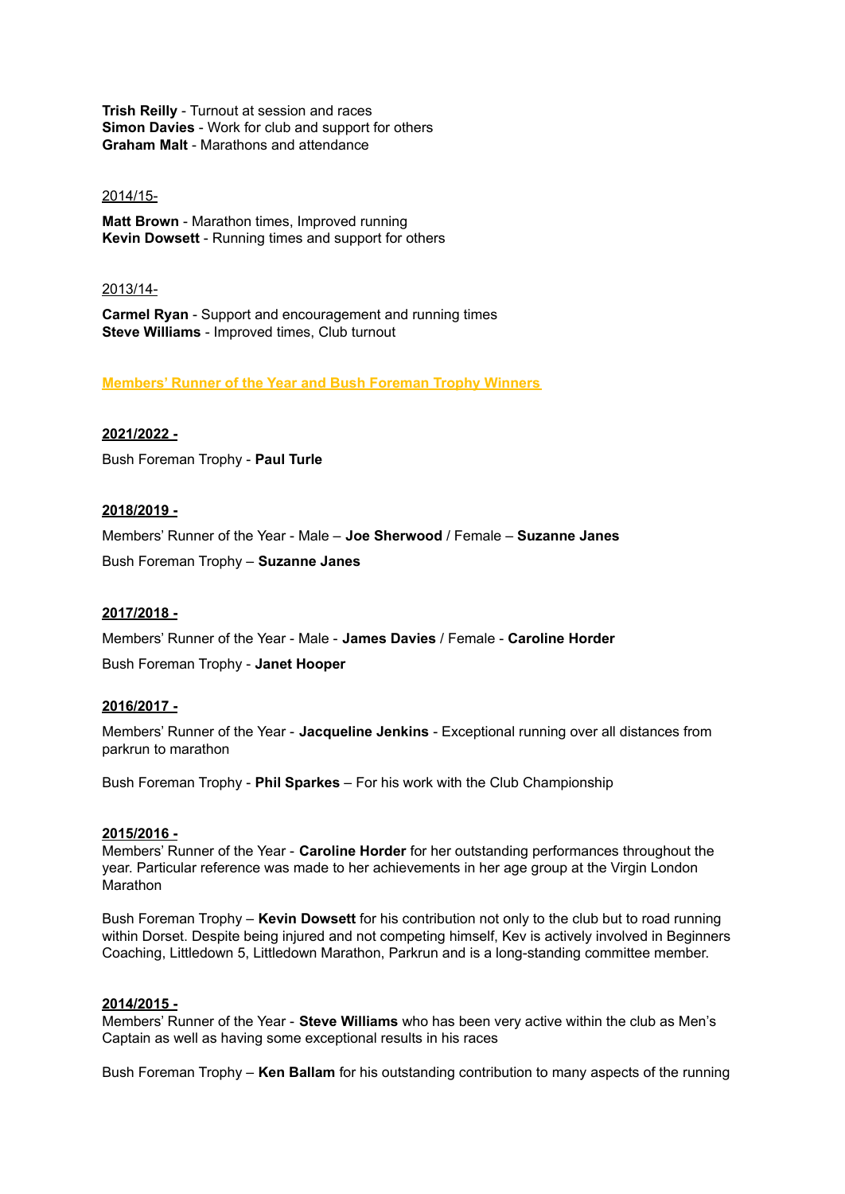**Trish Reilly** - Turnout at session and races
**Simon Davies** - Work for club and support for others
**Graham Malt** - Marathons and attendance

2014/15-

**Matt Brown** - Marathon times, Improved running
**Kevin Dowsett** - Running times and support for others

2013/14-

**Carmel Ryan** - Support and encouragement and running times
**Steve Williams** - Improved times, Club turnout

## Members' Runner of the Year and Bush Foreman Trophy Winners

### 2021/2022 -

Bush Foreman Trophy - **Paul Turle**

### 2018/2019 -

Members' Runner of the Year - Male – **Joe Sherwood** / Female – **Suzanne Janes**

Bush Foreman Trophy – **Suzanne Janes**

### 2017/2018 -

Members' Runner of the Year - Male - **James Davies** / Female - **Caroline Horder**

Bush Foreman Trophy - **Janet Hooper**

### 2016/2017 -

Members' Runner of the Year - **Jacqueline Jenkins** - Exceptional running over all distances from parkrun to marathon

Bush Foreman Trophy - **Phil Sparkes** – For his work with the Club Championship

### 2015/2016 -

Members' Runner of the Year - **Caroline Horder** for her outstanding performances throughout the year. Particular reference was made to her achievements in her age group at the Virgin London Marathon

Bush Foreman Trophy – **Kevin Dowsett** for his contribution not only to the club but to road running within Dorset. Despite being injured and not competing himself, Kev is actively involved in Beginners Coaching, Littledown 5, Littledown Marathon, Parkrun and is a long-standing committee member.

### 2014/2015 -

Members' Runner of the Year - **Steve Williams** who has been very active within the club as Men's Captain as well as having some exceptional results in his races

Bush Foreman Trophy – **Ken Ballam** for his outstanding contribution to many aspects of the running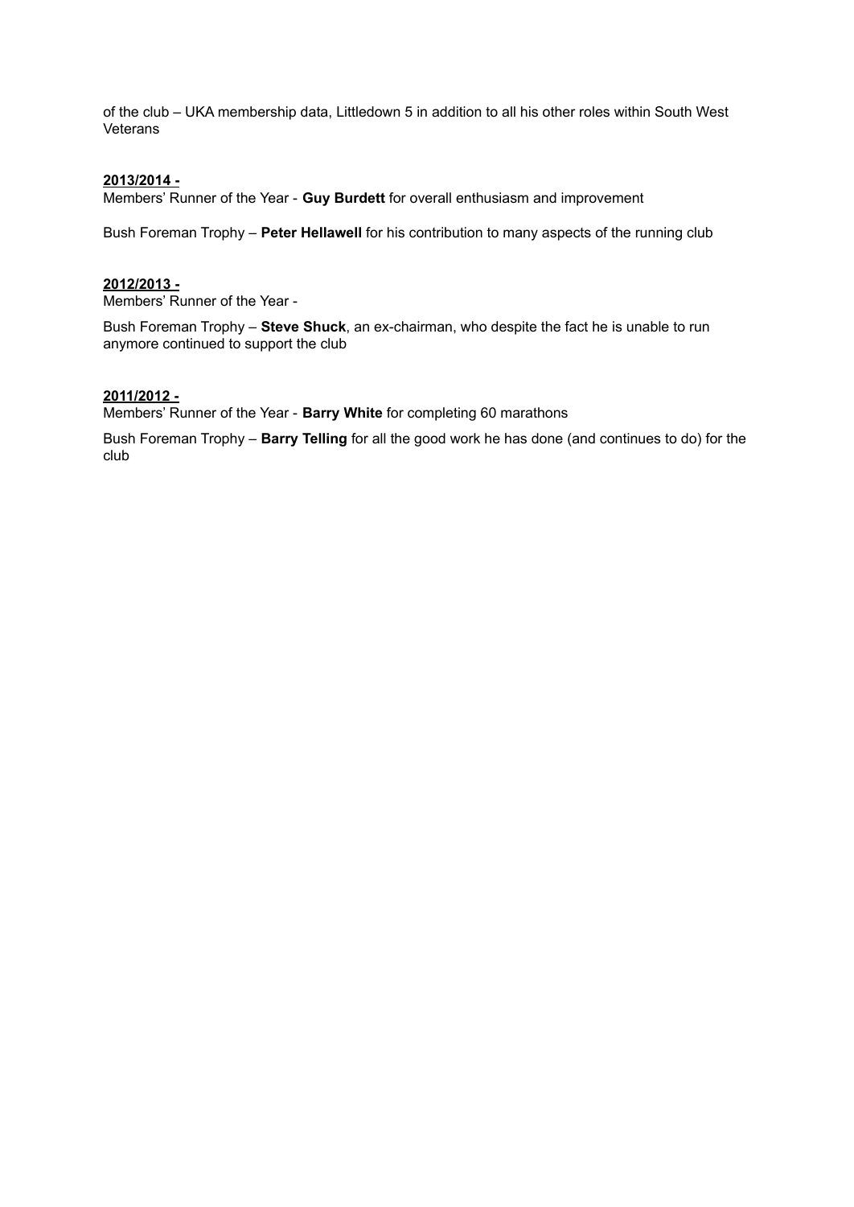of the club – UKA membership data, Littledown 5 in addition to all his other roles within South West Veterans

**2013/2014 -**

Members' Runner of the Year - **Guy Burdett** for overall enthusiasm and improvement

Bush Foreman Trophy – **Peter Hellawell** for his contribution to many aspects of the running club

**2012/2013 -**

Members' Runner of the Year -

Bush Foreman Trophy – **Steve Shuck**, an ex-chairman, who despite the fact he is unable to run anymore continued to support the club

**2011/2012 -**

Members' Runner of the Year - **Barry White** for completing 60 marathons

Bush Foreman Trophy – **Barry Telling** for all the good work he has done (and continues to do) for the club